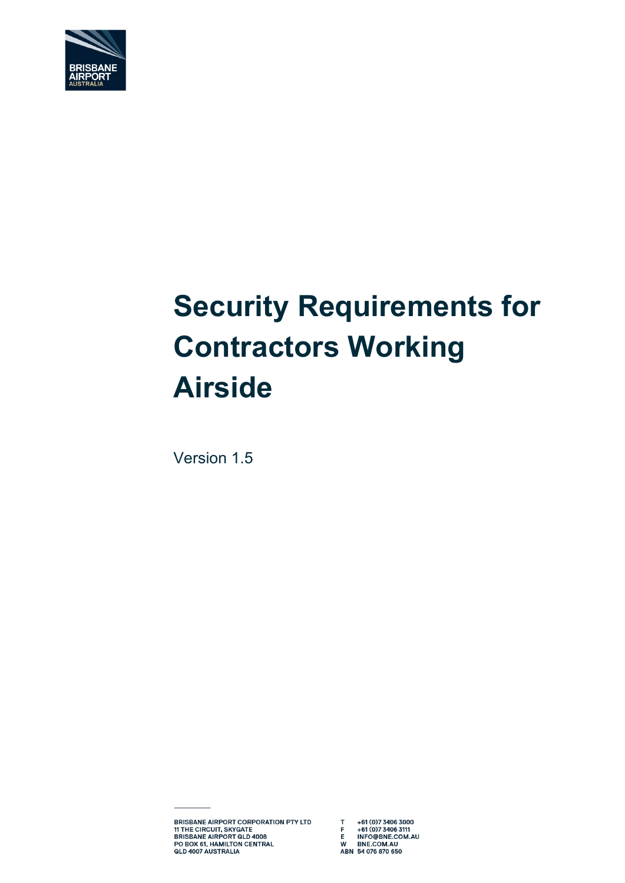BRISBANE AIRPORT AUSTRALIA

# Security Requirements for Contractors Working Airside

Version 1.5

BRISBANE AIRPORT CORPORATION PTY LTD
11 THE CIRCUIT, SKYGATE
BRISBANE AIRPORT QLD 4008
PO BOX 61, HAMILTON CENTRAL
QLD 4007 AUSTRALIA

T +61 (0)7 3406 3000
F +61 (0)7 3406 3111
E INFO@BNE.COM.AU
W BNE.COM.AU
ABN 54 076 870 650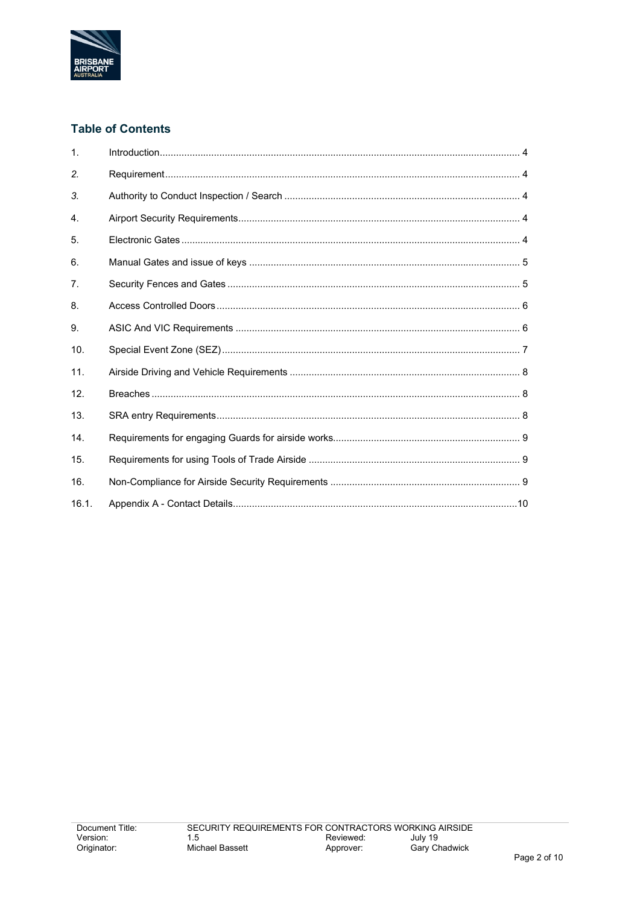## Table of Contents

| | | |
|---|---|---|
| 1. | Introduction | 4 |
| *2.* | Requirement | 4 |
| *3.* | Authority to Conduct Inspection / Search | 4 |
| 4. | Airport Security Requirements | 4 |
| 5. | Electronic Gates | 4 |
| 6. | Manual Gates and issue of keys | 5 |
| 7. | Security Fences and Gates | 5 |
| 8. | Access Controlled Doors | 6 |
| 9. | ASIC And VIC Requirements | 6 |
| 10. | Special Event Zone (SEZ) | 7 |
| 11. | Airside Driving and Vehicle Requirements | 8 |
| 12. | Breaches | 8 |
| 13. | SRA entry Requirements | 8 |
| 14. | Requirements for engaging Guards for airside works | 9 |
| 15. | Requirements for using Tools of Trade Airside | 9 |
| 16. | Non-Compliance for Airside Security Requirements | 9 |
| 16.1. | Appendix A - Contact Details | 10 |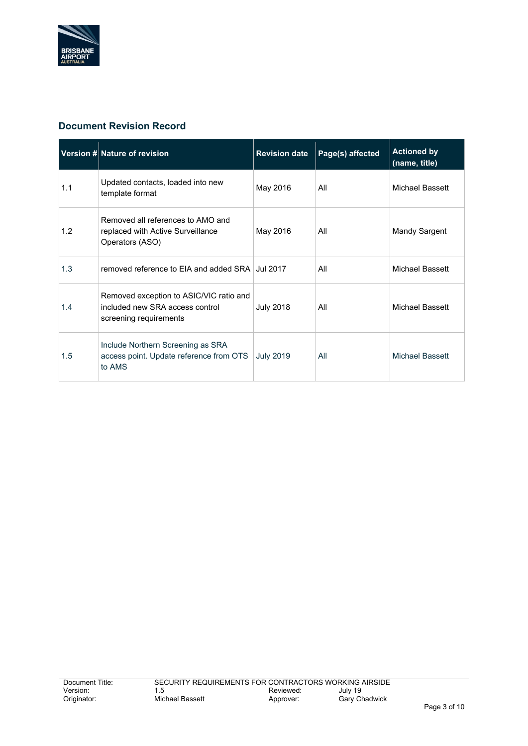## Document Revision Record

| Version # | Nature of revision | Revision date | Page(s) affected | Actioned by (name, title) |
|---|---|---|---|---|
| 1.1 | Updated contacts, loaded into new template format | May 2016 | All | Michael Bassett |
| 1.2 | Removed all references to AMO and replaced with Active Surveillance Operators (ASO) | May 2016 | All | Mandy Sargent |
| 1.3 | removed reference to EIA and added SRA | Jul 2017 | All | Michael Bassett |
| 1.4 | Removed exception to ASIC/VIC ratio and included new SRA access control screening requirements | July 2018 | All | Michael Bassett |
| 1.5 | Include Northern Screening as SRA access point. Update reference from OTS to AMS | July 2019 | All | Michael Bassett |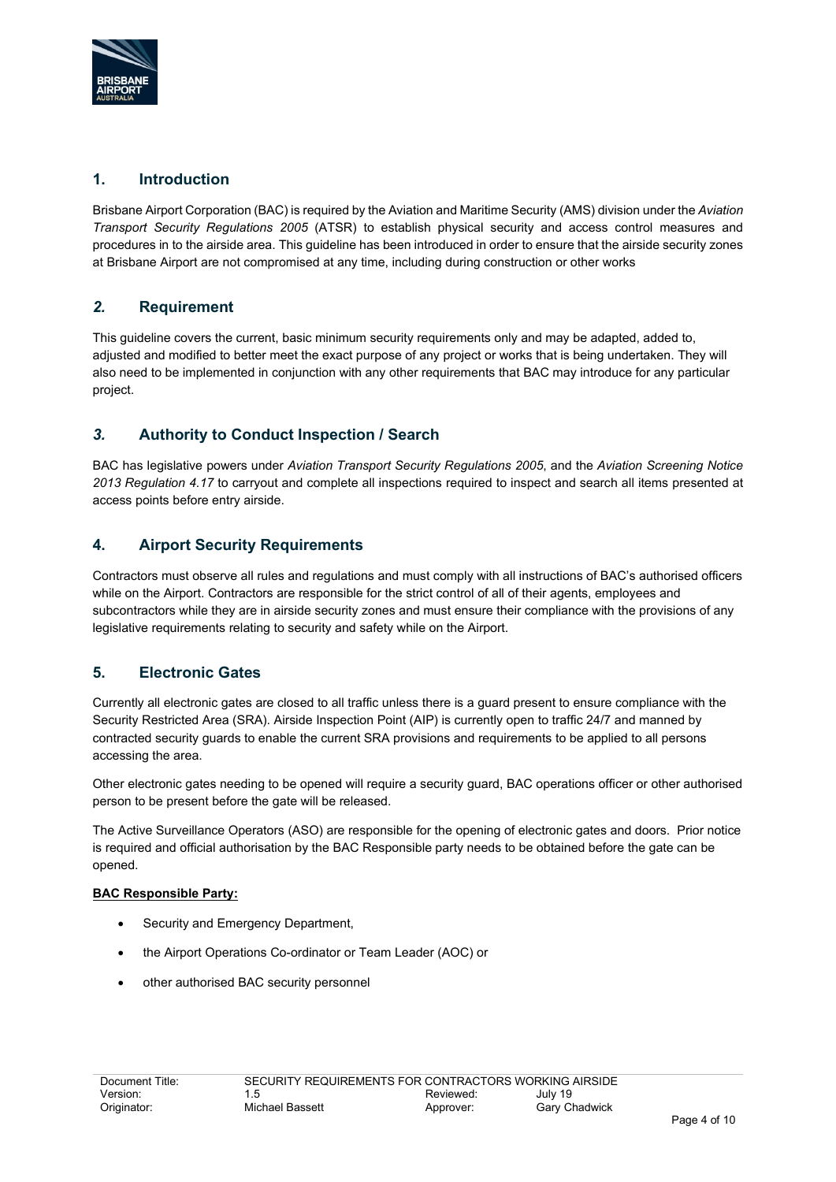## 1. Introduction

Brisbane Airport Corporation (BAC) is required by the Aviation and Maritime Security (AMS) division under the *Aviation Transport Security Regulations 2005* (ATSR) to establish physical security and access control measures and procedures in to the airside area. This guideline has been introduced in order to ensure that the airside security zones at Brisbane Airport are not compromised at any time, including during construction or other works

## *2.* Requirement

This guideline covers the current, basic minimum security requirements only and may be adapted, added to, adjusted and modified to better meet the exact purpose of any project or works that is being undertaken. They will also need to be implemented in conjunction with any other requirements that BAC may introduce for any particular project.

## *3.* Authority to Conduct Inspection / Search

BAC has legislative powers under *Aviation Transport Security Regulations 2005*, and the *Aviation Screening Notice 2013 Regulation 4.17* to carryout and complete all inspections required to inspect and search all items presented at access points before entry airside.

## 4. Airport Security Requirements

Contractors must observe all rules and regulations and must comply with all instructions of BAC's authorised officers while on the Airport. Contractors are responsible for the strict control of all of their agents, employees and subcontractors while they are in airside security zones and must ensure their compliance with the provisions of any legislative requirements relating to security and safety while on the Airport.

## 5. Electronic Gates

Currently all electronic gates are closed to all traffic unless there is a guard present to ensure compliance with the Security Restricted Area (SRA). Airside Inspection Point (AIP) is currently open to traffic 24/7 and manned by contracted security guards to enable the current SRA provisions and requirements to be applied to all persons accessing the area.

Other electronic gates needing to be opened will require a security guard, BAC operations officer or other authorised person to be present before the gate will be released.

The Active Surveillance Operators (ASO) are responsible for the opening of electronic gates and doors. Prior notice is required and official authorisation by the BAC Responsible party needs to be obtained before the gate can be opened.

**BAC Responsible Party:**

- Security and Emergency Department,
- the Airport Operations Co-ordinator or Team Leader (AOC) or
- other authorised BAC security personnel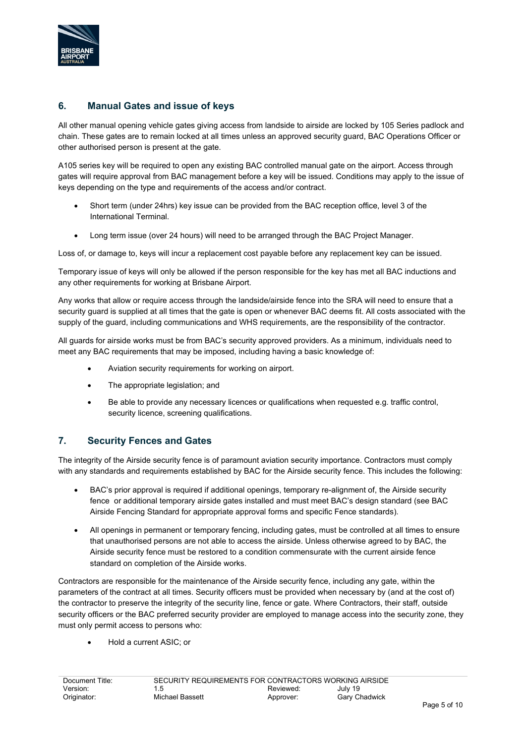## 6. Manual Gates and issue of keys

All other manual opening vehicle gates giving access from landside to airside are locked by 105 Series padlock and chain. These gates are to remain locked at all times unless an approved security guard, BAC Operations Officer or other authorised person is present at the gate.

A105 series key will be required to open any existing BAC controlled manual gate on the airport. Access through gates will require approval from BAC management before a key will be issued. Conditions may apply to the issue of keys depending on the type and requirements of the access and/or contract.

- Short term (under 24hrs) key issue can be provided from the BAC reception office, level 3 of the International Terminal.
- Long term issue (over 24 hours) will need to be arranged through the BAC Project Manager.

Loss of, or damage to, keys will incur a replacement cost payable before any replacement key can be issued.

Temporary issue of keys will only be allowed if the person responsible for the key has met all BAC inductions and any other requirements for working at Brisbane Airport.

Any works that allow or require access through the landside/airside fence into the SRA will need to ensure that a security guard is supplied at all times that the gate is open or whenever BAC deems fit. All costs associated with the supply of the guard, including communications and WHS requirements, are the responsibility of the contractor.

All guards for airside works must be from BAC's security approved providers. As a minimum, individuals need to meet any BAC requirements that may be imposed, including having a basic knowledge of:

- Aviation security requirements for working on airport.
- The appropriate legislation; and
- Be able to provide any necessary licences or qualifications when requested e.g. traffic control, security licence, screening qualifications.

## 7. Security Fences and Gates

The integrity of the Airside security fence is of paramount aviation security importance. Contractors must comply with any standards and requirements established by BAC for the Airside security fence. This includes the following:

- BAC's prior approval is required if additional openings, temporary re-alignment of, the Airside security fence or additional temporary airside gates installed and must meet BAC's design standard (see BAC Airside Fencing Standard for appropriate approval forms and specific Fence standards).
- All openings in permanent or temporary fencing, including gates, must be controlled at all times to ensure that unauthorised persons are not able to access the airside. Unless otherwise agreed to by BAC, the Airside security fence must be restored to a condition commensurate with the current airside fence standard on completion of the Airside works.

Contractors are responsible for the maintenance of the Airside security fence, including any gate, within the parameters of the contract at all times. Security officers must be provided when necessary by (and at the cost of) the contractor to preserve the integrity of the security line, fence or gate. Where Contractors, their staff, outside security officers or the BAC preferred security provider are employed to manage access into the security zone, they must only permit access to persons who:

- Hold a current ASIC; or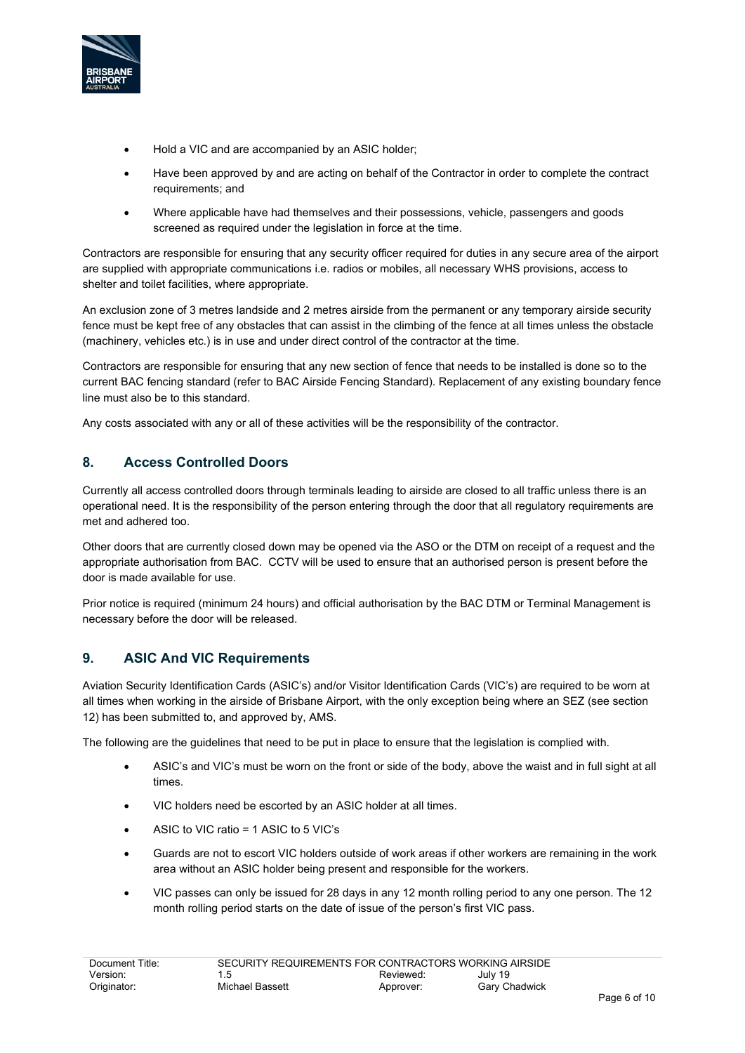- Hold a VIC and are accompanied by an ASIC holder;
- Have been approved by and are acting on behalf of the Contractor in order to complete the contract requirements; and
- Where applicable have had themselves and their possessions, vehicle, passengers and goods screened as required under the legislation in force at the time.

Contractors are responsible for ensuring that any security officer required for duties in any secure area of the airport are supplied with appropriate communications i.e. radios or mobiles, all necessary WHS provisions, access to shelter and toilet facilities, where appropriate.

An exclusion zone of 3 metres landside and 2 metres airside from the permanent or any temporary airside security fence must be kept free of any obstacles that can assist in the climbing of the fence at all times unless the obstacle (machinery, vehicles etc.) is in use and under direct control of the contractor at the time.

Contractors are responsible for ensuring that any new section of fence that needs to be installed is done so to the current BAC fencing standard (refer to BAC Airside Fencing Standard). Replacement of any existing boundary fence line must also be to this standard.

Any costs associated with any or all of these activities will be the responsibility of the contractor.

## 8. Access Controlled Doors

Currently all access controlled doors through terminals leading to airside are closed to all traffic unless there is an operational need. It is the responsibility of the person entering through the door that all regulatory requirements are met and adhered too.

Other doors that are currently closed down may be opened via the ASO or the DTM on receipt of a request and the appropriate authorisation from BAC. CCTV will be used to ensure that an authorised person is present before the door is made available for use.

Prior notice is required (minimum 24 hours) and official authorisation by the BAC DTM or Terminal Management is necessary before the door will be released.

## 9. ASIC And VIC Requirements

Aviation Security Identification Cards (ASIC's) and/or Visitor Identification Cards (VIC's) are required to be worn at all times when working in the airside of Brisbane Airport, with the only exception being where an SEZ (see section 12) has been submitted to, and approved by, AMS.

The following are the guidelines that need to be put in place to ensure that the legislation is complied with.

- ASIC's and VIC's must be worn on the front or side of the body, above the waist and in full sight at all times.
- VIC holders need be escorted by an ASIC holder at all times.
- ASIC to VIC ratio = 1 ASIC to 5 VIC's
- Guards are not to escort VIC holders outside of work areas if other workers are remaining in the work area without an ASIC holder being present and responsible for the workers.
- VIC passes can only be issued for 28 days in any 12 month rolling period to any one person. The 12 month rolling period starts on the date of issue of the person's first VIC pass.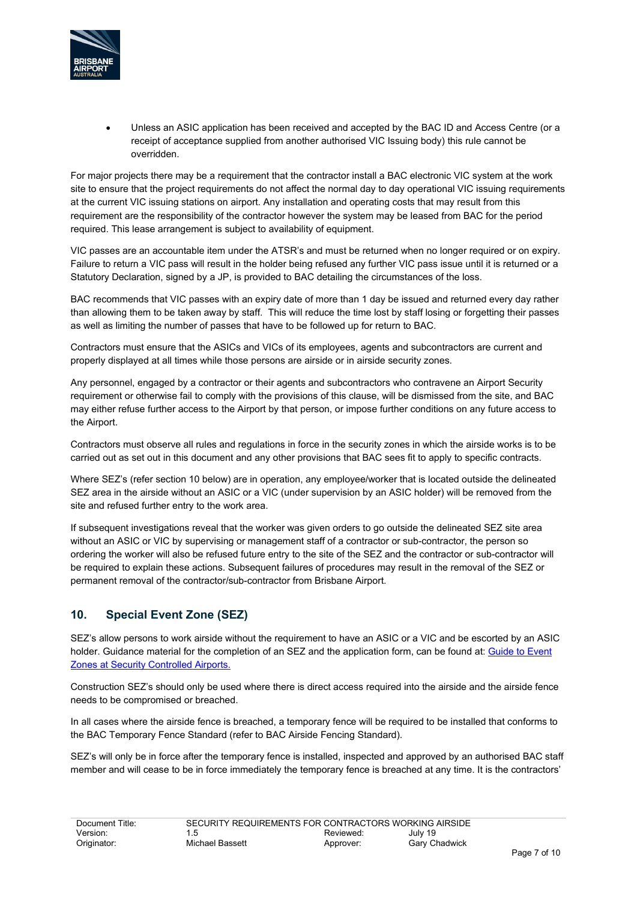- Unless an ASIC application has been received and accepted by the BAC ID and Access Centre (or a receipt of acceptance supplied from another authorised VIC Issuing body) this rule cannot be overridden.

For major projects there may be a requirement that the contractor install a BAC electronic VIC system at the work site to ensure that the project requirements do not affect the normal day to day operational VIC issuing requirements at the current VIC issuing stations on airport. Any installation and operating costs that may result from this requirement are the responsibility of the contractor however the system may be leased from BAC for the period required. This lease arrangement is subject to availability of equipment.

VIC passes are an accountable item under the ATSR's and must be returned when no longer required or on expiry. Failure to return a VIC pass will result in the holder being refused any further VIC pass issue until it is returned or a Statutory Declaration, signed by a JP, is provided to BAC detailing the circumstances of the loss.

BAC recommends that VIC passes with an expiry date of more than 1 day be issued and returned every day rather than allowing them to be taken away by staff. This will reduce the time lost by staff losing or forgetting their passes as well as limiting the number of passes that have to be followed up for return to BAC.

Contractors must ensure that the ASICs and VICs of its employees, agents and subcontractors are current and properly displayed at all times while those persons are airside or in airside security zones.

Any personnel, engaged by a contractor or their agents and subcontractors who contravene an Airport Security requirement or otherwise fail to comply with the provisions of this clause, will be dismissed from the site, and BAC may either refuse further access to the Airport by that person, or impose further conditions on any future access to the Airport.

Contractors must observe all rules and regulations in force in the security zones in which the airside works is to be carried out as set out in this document and any other provisions that BAC sees fit to apply to specific contracts.

Where SEZ's (refer section 10 below) are in operation, any employee/worker that is located outside the delineated SEZ area in the airside without an ASIC or a VIC (under supervision by an ASIC holder) will be removed from the site and refused further entry to the work area.

If subsequent investigations reveal that the worker was given orders to go outside the delineated SEZ site area without an ASIC or VIC by supervising or management staff of a contractor or sub-contractor, the person so ordering the worker will also be refused future entry to the site of the SEZ and the contractor or sub-contractor will be required to explain these actions. Subsequent failures of procedures may result in the removal of the SEZ or permanent removal of the contractor/sub-contractor from Brisbane Airport.

## 10. Special Event Zone (SEZ)

SEZ's allow persons to work airside without the requirement to have an ASIC or a VIC and be escorted by an ASIC holder. Guidance material for the completion of an SEZ and the application form, can be found at: Guide to Event Zones at Security Controlled Airports.

Construction SEZ's should only be used where there is direct access required into the airside and the airside fence needs to be compromised or breached.

In all cases where the airside fence is breached, a temporary fence will be required to be installed that conforms to the BAC Temporary Fence Standard (refer to BAC Airside Fencing Standard).

SEZ's will only be in force after the temporary fence is installed, inspected and approved by an authorised BAC staff member and will cease to be in force immediately the temporary fence is breached at any time. It is the contractors'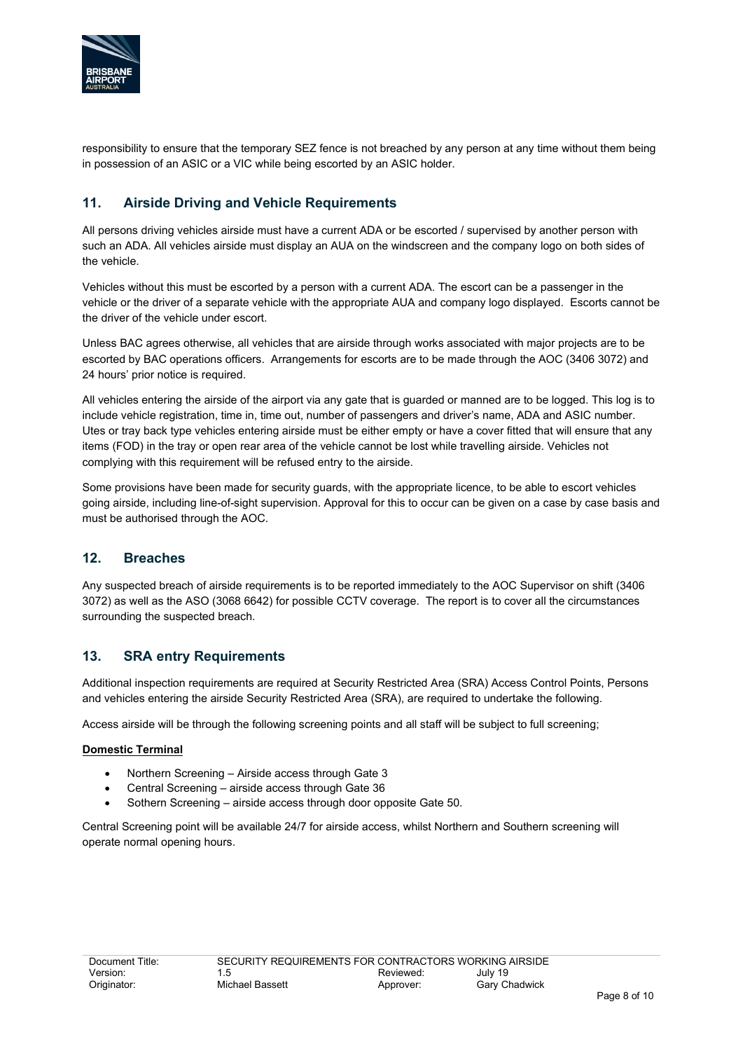responsibility to ensure that the temporary SEZ fence is not breached by any person at any time without them being in possession of an ASIC or a VIC while being escorted by an ASIC holder.

## 11. Airside Driving and Vehicle Requirements

All persons driving vehicles airside must have a current ADA or be escorted / supervised by another person with such an ADA. All vehicles airside must display an AUA on the windscreen and the company logo on both sides of the vehicle.

Vehicles without this must be escorted by a person with a current ADA. The escort can be a passenger in the vehicle or the driver of a separate vehicle with the appropriate AUA and company logo displayed. Escorts cannot be the driver of the vehicle under escort.

Unless BAC agrees otherwise, all vehicles that are airside through works associated with major projects are to be escorted by BAC operations officers. Arrangements for escorts are to be made through the AOC (3406 3072) and 24 hours' prior notice is required.

All vehicles entering the airside of the airport via any gate that is guarded or manned are to be logged. This log is to include vehicle registration, time in, time out, number of passengers and driver's name, ADA and ASIC number. Utes or tray back type vehicles entering airside must be either empty or have a cover fitted that will ensure that any items (FOD) in the tray or open rear area of the vehicle cannot be lost while travelling airside. Vehicles not complying with this requirement will be refused entry to the airside.

Some provisions have been made for security guards, with the appropriate licence, to be able to escort vehicles going airside, including line-of-sight supervision. Approval for this to occur can be given on a case by case basis and must be authorised through the AOC.

## 12. Breaches

Any suspected breach of airside requirements is to be reported immediately to the AOC Supervisor on shift (3406 3072) as well as the ASO (3068 6642) for possible CCTV coverage. The report is to cover all the circumstances surrounding the suspected breach.

## 13. SRA entry Requirements

Additional inspection requirements are required at Security Restricted Area (SRA) Access Control Points, Persons and vehicles entering the airside Security Restricted Area (SRA), are required to undertake the following.

Access airside will be through the following screening points and all staff will be subject to full screening;

**Domestic Terminal**

- Northern Screening – Airside access through Gate 3
- Central Screening – airside access through Gate 36
- Sothern Screening – airside access through door opposite Gate 50.

Central Screening point will be available 24/7 for airside access, whilst Northern and Southern screening will operate normal opening hours.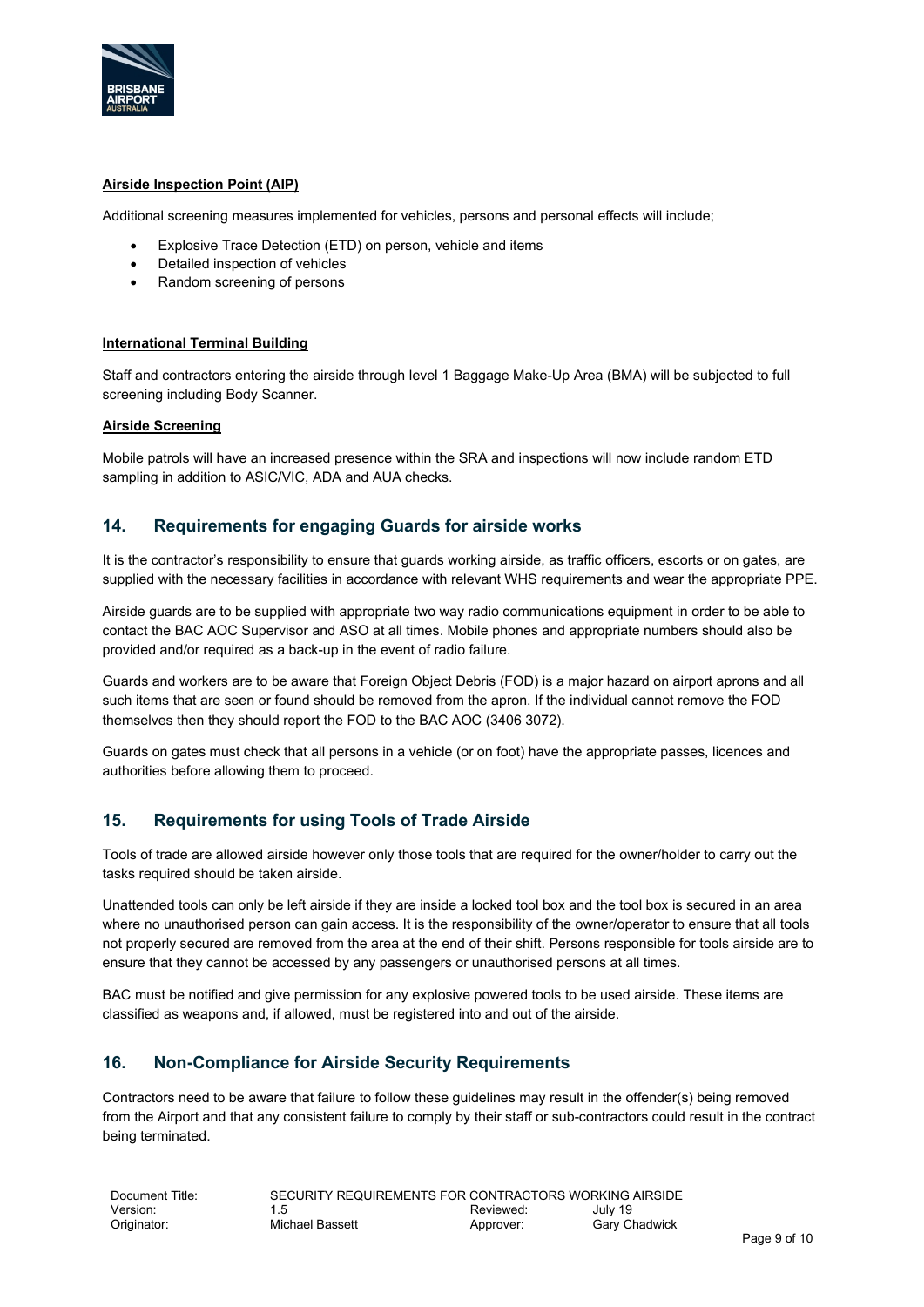**Airside Inspection Point (AIP)**

Additional screening measures implemented for vehicles, persons and personal effects will include;

- Explosive Trace Detection (ETD) on person, vehicle and items
- Detailed inspection of vehicles
- Random screening of persons

**International Terminal Building**

Staff and contractors entering the airside through level 1 Baggage Make-Up Area (BMA) will be subjected to full screening including Body Scanner.

**Airside Screening**

Mobile patrols will have an increased presence within the SRA and inspections will now include random ETD sampling in addition to ASIC/VIC, ADA and AUA checks.

## 14. Requirements for engaging Guards for airside works

It is the contractor's responsibility to ensure that guards working airside, as traffic officers, escorts or on gates, are supplied with the necessary facilities in accordance with relevant WHS requirements and wear the appropriate PPE.

Airside guards are to be supplied with appropriate two way radio communications equipment in order to be able to contact the BAC AOC Supervisor and ASO at all times. Mobile phones and appropriate numbers should also be provided and/or required as a back-up in the event of radio failure.

Guards and workers are to be aware that Foreign Object Debris (FOD) is a major hazard on airport aprons and all such items that are seen or found should be removed from the apron. If the individual cannot remove the FOD themselves then they should report the FOD to the BAC AOC (3406 3072).

Guards on gates must check that all persons in a vehicle (or on foot) have the appropriate passes, licences and authorities before allowing them to proceed.

## 15. Requirements for using Tools of Trade Airside

Tools of trade are allowed airside however only those tools that are required for the owner/holder to carry out the tasks required should be taken airside.

Unattended tools can only be left airside if they are inside a locked tool box and the tool box is secured in an area where no unauthorised person can gain access. It is the responsibility of the owner/operator to ensure that all tools not properly secured are removed from the area at the end of their shift. Persons responsible for tools airside are to ensure that they cannot be accessed by any passengers or unauthorised persons at all times.

BAC must be notified and give permission for any explosive powered tools to be used airside. These items are classified as weapons and, if allowed, must be registered into and out of the airside.

## 16. Non-Compliance for Airside Security Requirements

Contractors need to be aware that failure to follow these guidelines may result in the offender(s) being removed from the Airport and that any consistent failure to comply by their staff or sub-contractors could result in the contract being terminated.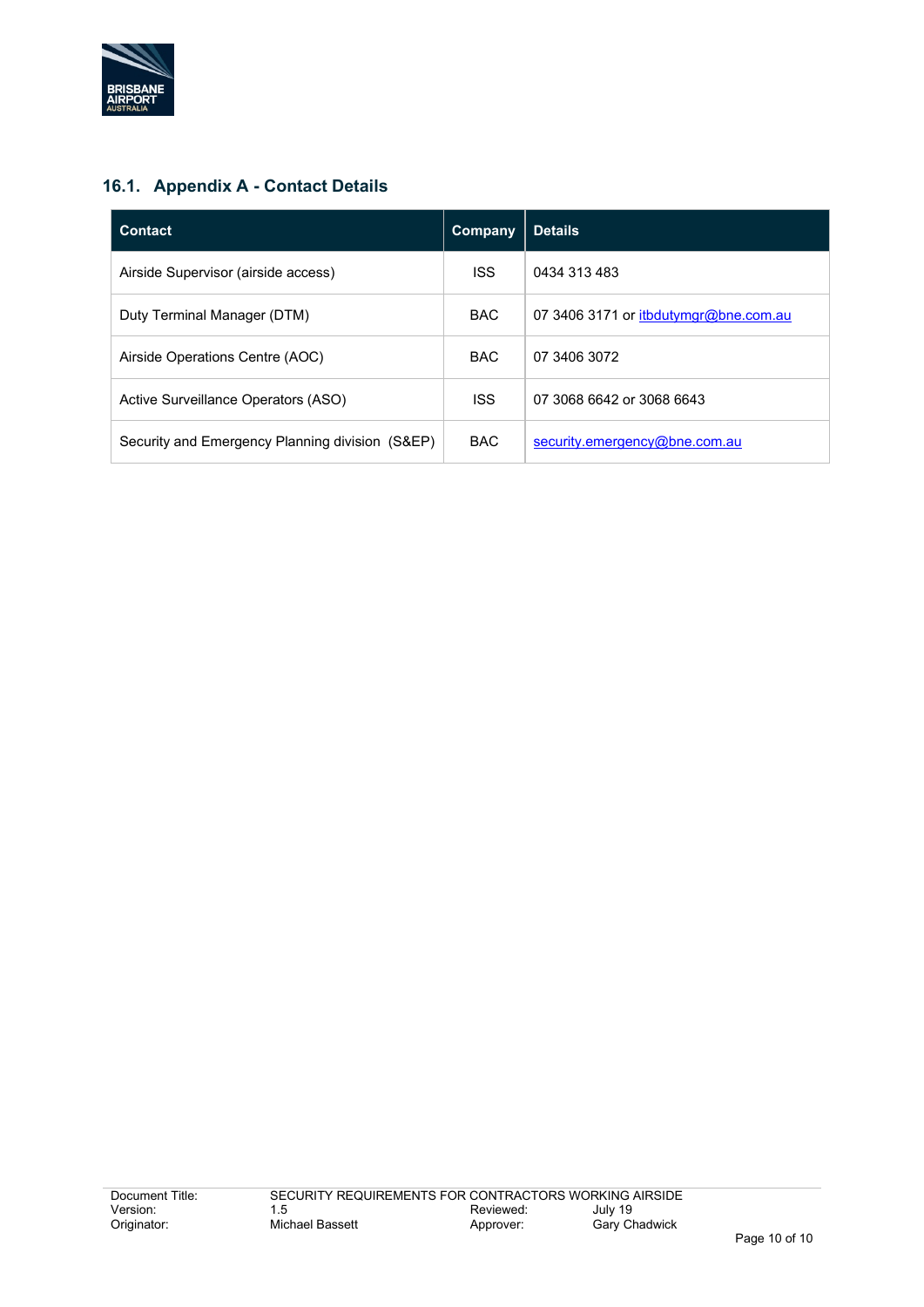## 16.1. Appendix A - Contact Details

| Contact | Company | Details |
|---|---|---|
| Airside Supervisor (airside access) | ISS | 0434 313 483 |
| Duty Terminal Manager (DTM) | BAC | 07 3406 3171 or itbdutymgr@bne.com.au |
| Airside Operations Centre (AOC) | BAC | 07 3406 3072 |
| Active Surveillance Operators (ASO) | ISS | 07 3068 6642 or 3068 6643 |
| Security and Emergency Planning division (S&EP) | BAC | security.emergency@bne.com.au |